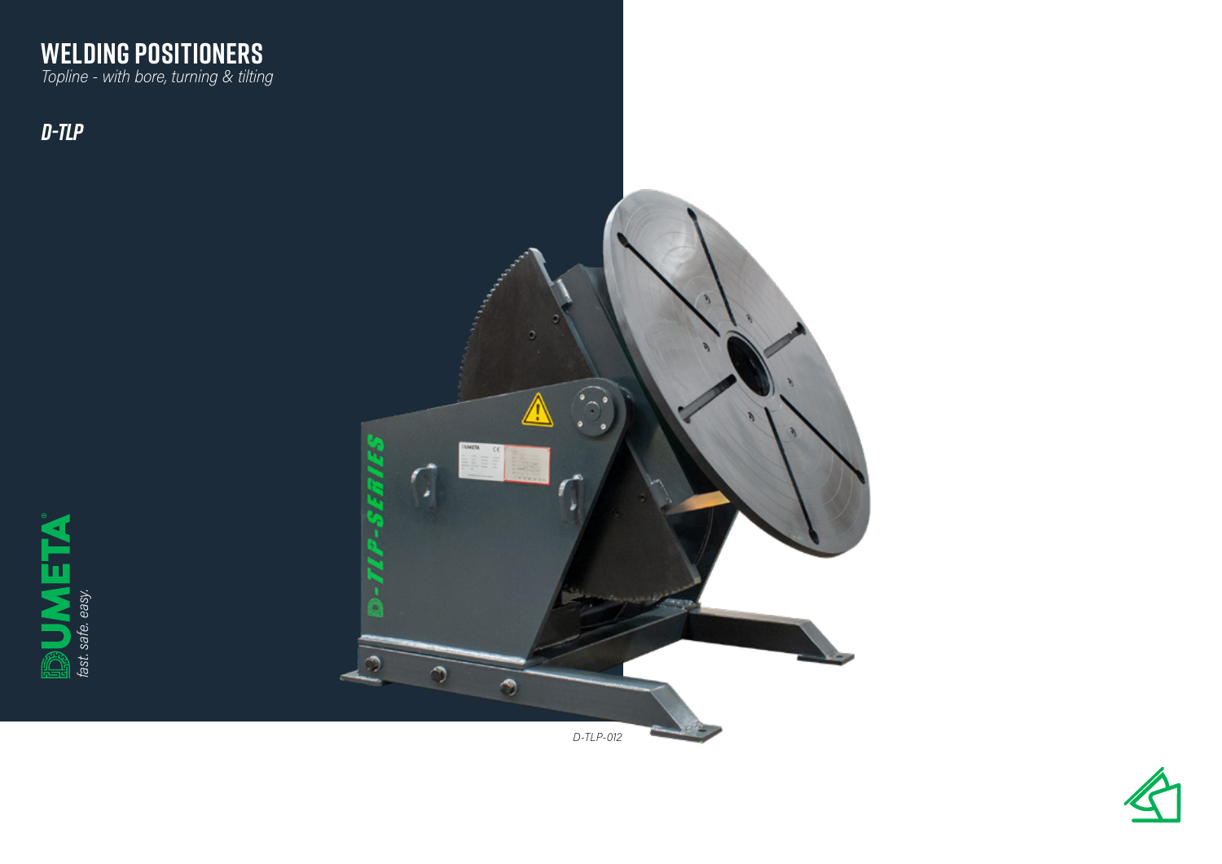# WELDING POSITIONERS

*Topline - with bore, turning & tilting*

## *D-TLP*

**DUMETA**

*fast. safe. easy.*

*D-TLP-012*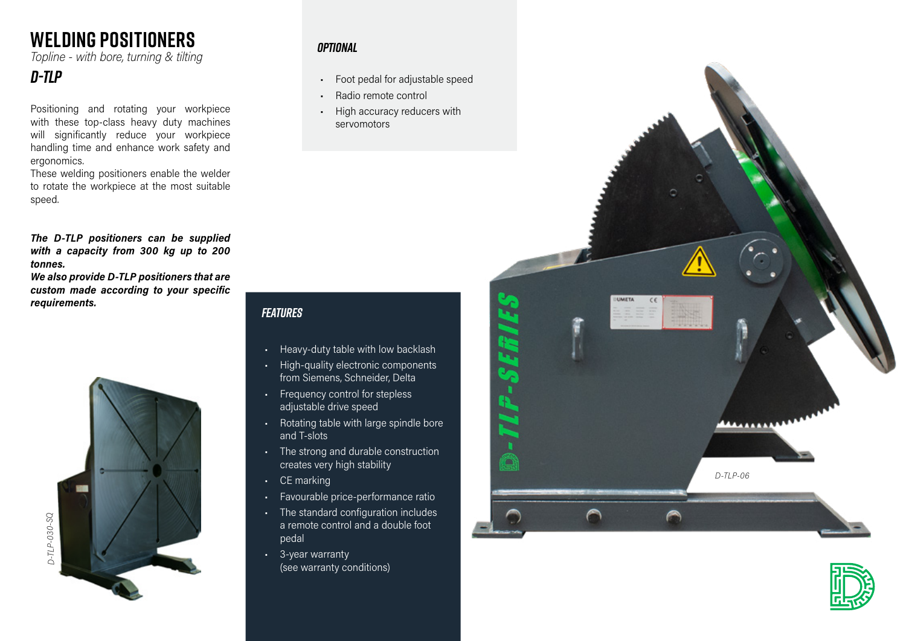# WELDING POSITIONERS

*Topline - with bore, turning & tilting*

## D-TLP

Positioning and rotating your workpiece with these top-class heavy duty machines will significantly reduce your workpiece handling time and enhance work safety and ergonomics.
These welding positioners enable the welder to rotate the workpiece at the most suitable speed.

***The D-TLP positioners can be supplied with a capacity from 300 kg up to 200 tonnes.***
***We also provide D-TLP positioners that are custom made according to your specific requirements.***

### OPTIONAL

- Foot pedal for adjustable speed
- Radio remote control
- High accuracy reducers with servomotors

### FEATURES

- Heavy-duty table with low backlash
- High-quality electronic components from Siemens, Schneider, Delta
- Frequency control for stepless adjustable drive speed
- Rotating table with large spindle bore and T-slots
- The strong and durable construction creates very high stability
- CE marking
- Favourable price-performance ratio
- The standard configuration includes a remote control and a double foot pedal
- 3-year warranty (see warranty conditions)

*D-TLP-030-SQ*

*D-TLP-06*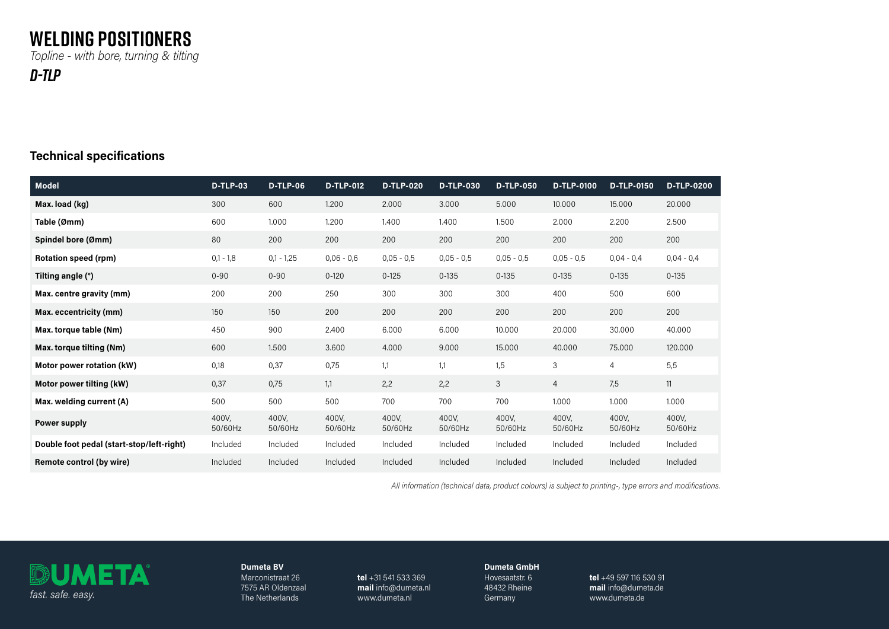# WELDING POSITIONERS

*Topline - with bore, turning & tilting*

## *D-TLP*

### Technical specifications

| Model | D-TLP-03 | D-TLP-06 | D-TLP-012 | D-TLP-020 | D-TLP-030 | D-TLP-050 | D-TLP-0100 | D-TLP-0150 | D-TLP-0200 |
|---|---|---|---|---|---|---|---|---|---|
| **Max. load (kg)** | 300 | 600 | 1.200 | 2.000 | 3.000 | 5.000 | 10.000 | 15.000 | 20.000 |
| **Table (Ømm)** | 600 | 1.000 | 1.200 | 1.400 | 1.400 | 1.500 | 2.000 | 2.200 | 2.500 |
| **Spindel bore (Ømm)** | 80 | 200 | 200 | 200 | 200 | 200 | 200 | 200 | 200 |
| **Rotation speed (rpm)** | 0,1 - 1,8 | 0,1 - 1,25 | 0,06 - 0,6 | 0,05 - 0,5 | 0,05 - 0,5 | 0,05 - 0,5 | 0,05 - 0,5 | 0,04 - 0,4 | 0,04 - 0,4 |
| **Tilting angle (°)** | 0-90 | 0-90 | 0-120 | 0-125 | 0-135 | 0-135 | 0-135 | 0-135 | 0-135 |
| **Max. centre gravity (mm)** | 200 | 200 | 250 | 300 | 300 | 300 | 400 | 500 | 600 |
| **Max. eccentricity (mm)** | 150 | 150 | 200 | 200 | 200 | 200 | 200 | 200 | 200 |
| **Max. torque table (Nm)** | 450 | 900 | 2.400 | 6.000 | 6.000 | 10.000 | 20.000 | 30.000 | 40.000 |
| **Max. torque tilting (Nm)** | 600 | 1.500 | 3.600 | 4.000 | 9.000 | 15.000 | 40.000 | 75.000 | 120.000 |
| **Motor power rotation (kW)** | 0,18 | 0,37 | 0,75 | 1,1 | 1,1 | 1,5 | 3 | 4 | 5,5 |
| **Motor power tilting (kW)** | 0,37 | 0,75 | 1,1 | 2,2 | 2,2 | 3 | 4 | 7,5 | 11 |
| **Max. welding current (A)** | 500 | 500 | 500 | 700 | 700 | 700 | 1.000 | 1.000 | 1.000 |
| **Power supply** | 400V, 50/60Hz | 400V, 50/60Hz | 400V, 50/60Hz | 400V, 50/60Hz | 400V, 50/60Hz | 400V, 50/60Hz | 400V, 50/60Hz | 400V, 50/60Hz | 400V, 50/60Hz |
| **Double foot pedal (start-stop/left-right)** | Included | Included | Included | Included | Included | Included | Included | Included | Included |
| **Remote control (by wire)** | Included | Included | Included | Included | Included | Included | Included | Included | Included |

*All information (technical data, product colours) is subject to printing-, type errors and modifications.*

DUMETA®
*fast. safe. easy.*

**Dumeta BV**
Marconistraat 26
7575 AR Oldenzaal
The Netherlands

**tel** +31 541 533 369
**mail** info@dumeta.nl
www.dumeta.nl

**Dumeta GmbH**
Hovesaatstr. 6
48432 Rheine
Germany

**tel** +49 597 116 530 91
**mail** info@dumeta.de
www.dumeta.de